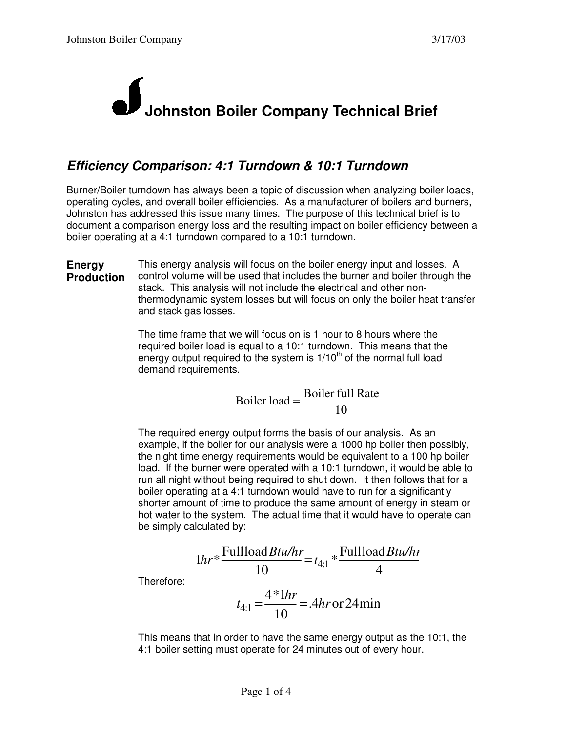# Johnston Boiler Company Technical Brief

## *Efficiency Comparison: 4:1 Turndown & 10:1 Turndown*

Burner/Boiler turndown has always been a topic of discussion when analyzing boiler loads, operating cycles, and overall boiler efficiencies. As a manufacturer of boilers and burners, Johnston has addressed this issue many times. The purpose of this technical brief is to document a comparison energy loss and the resulting impact on boiler efficiency between a boiler operating at a 4:1 turndown compared to a 10:1 turndown.

### Energy Production

This energy analysis will focus on the boiler energy input and losses. A control volume will be used that includes the burner and boiler through the stack. This analysis will not include the electrical and other non-thermodynamic system losses but will focus on only the boiler heat transfer and stack gas losses.

The time frame that we will focus on is 1 hour to 8 hours where the required boiler load is equal to a 10:1 turndown. This means that the energy output required to the system is $1/10^{th}$ of the normal full load demand requirements.

$$\text{Boiler load} = \frac{\text{Boiler full Rate}}{10}$$

The required energy output forms the basis of our analysis. As an example, if the boiler for our analysis were a 1000 hp boiler then possibly, the night time energy requirements would be equivalent to a 100 hp boiler load. If the burner were operated with a 10:1 turndown, it would be able to run all night without being required to shut down. It then follows that for a boiler operating at a 4:1 turndown would have to run for a significantly shorter amount of time to produce the same amount of energy in steam or hot water to the system. The actual time that it would have to operate can be simply calculated by:

$$1hr * \frac{\text{Fullload}\,Btu/hr}{10} = t_{4:1} * \frac{\text{Fullload}\,Btu/hr}{4}$$

Therefore:

$$t_{4:1} = \frac{4 * 1hr}{10} = .4hr \text{ or } 24\text{min}$$

This means that in order to have the same energy output as the 10:1, the 4:1 boiler setting must operate for 24 minutes out of every hour.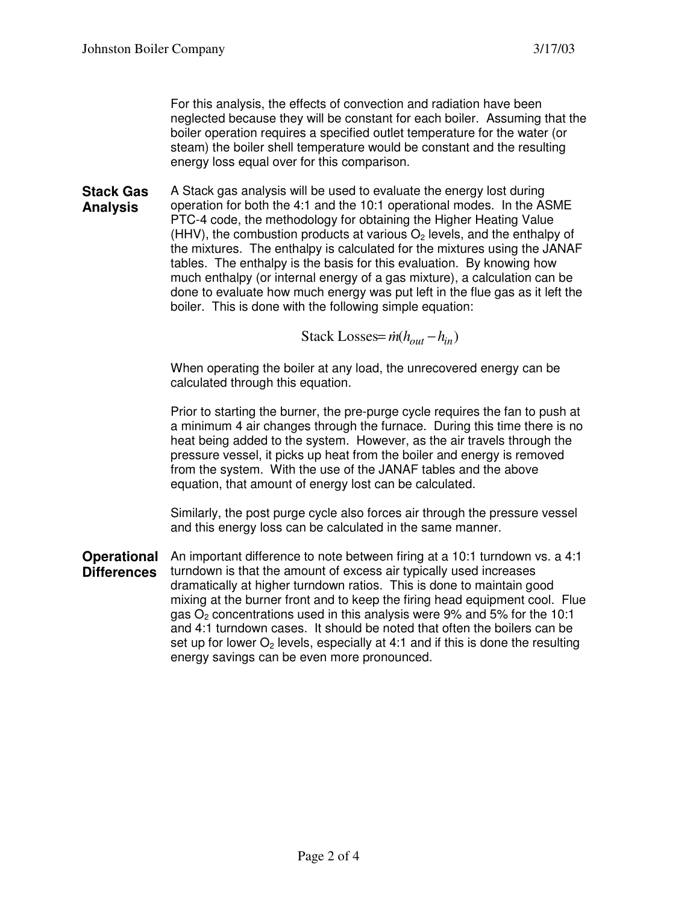For this analysis, the effects of convection and radiation have been neglected because they will be constant for each boiler. Assuming that the boiler operation requires a specified outlet temperature for the water (or steam) the boiler shell temperature would be constant and the resulting energy loss equal over for this comparison.

**Stack Gas Analysis**

A Stack gas analysis will be used to evaluate the energy lost during operation for both the 4:1 and the 10:1 operational modes. In the ASME PTC-4 code, the methodology for obtaining the Higher Heating Value (HHV), the combustion products at various $O_2$ levels, and the enthalpy of the mixtures. The enthalpy is calculated for the mixtures using the JANAF tables. The enthalpy is the basis for this evaluation. By knowing how much enthalpy (or internal energy of a gas mixture), a calculation can be done to evaluate how much energy was put left in the flue gas as it left the boiler. This is done with the following simple equation:

$$\text{Stack Losses} = \dot{m}(h_{out} - h_{in})$$

When operating the boiler at any load, the unrecovered energy can be calculated through this equation.

Prior to starting the burner, the pre-purge cycle requires the fan to push at a minimum 4 air changes through the furnace. During this time there is no heat being added to the system. However, as the air travels through the pressure vessel, it picks up heat from the boiler and energy is removed from the system. With the use of the JANAF tables and the above equation, that amount of energy lost can be calculated.

Similarly, the post purge cycle also forces air through the pressure vessel and this energy loss can be calculated in the same manner.

**Operational Differences**

An important difference to note between firing at a 10:1 turndown vs. a 4:1 turndown is that the amount of excess air typically used increases dramatically at higher turndown ratios. This is done to maintain good mixing at the burner front and to keep the firing head equipment cool. Flue gas $O_2$ concentrations used in this analysis were 9% and 5% for the 10:1 and 4:1 turndown cases. It should be noted that often the boilers can be set up for lower $O_2$ levels, especially at 4:1 and if this is done the resulting energy savings can be even more pronounced.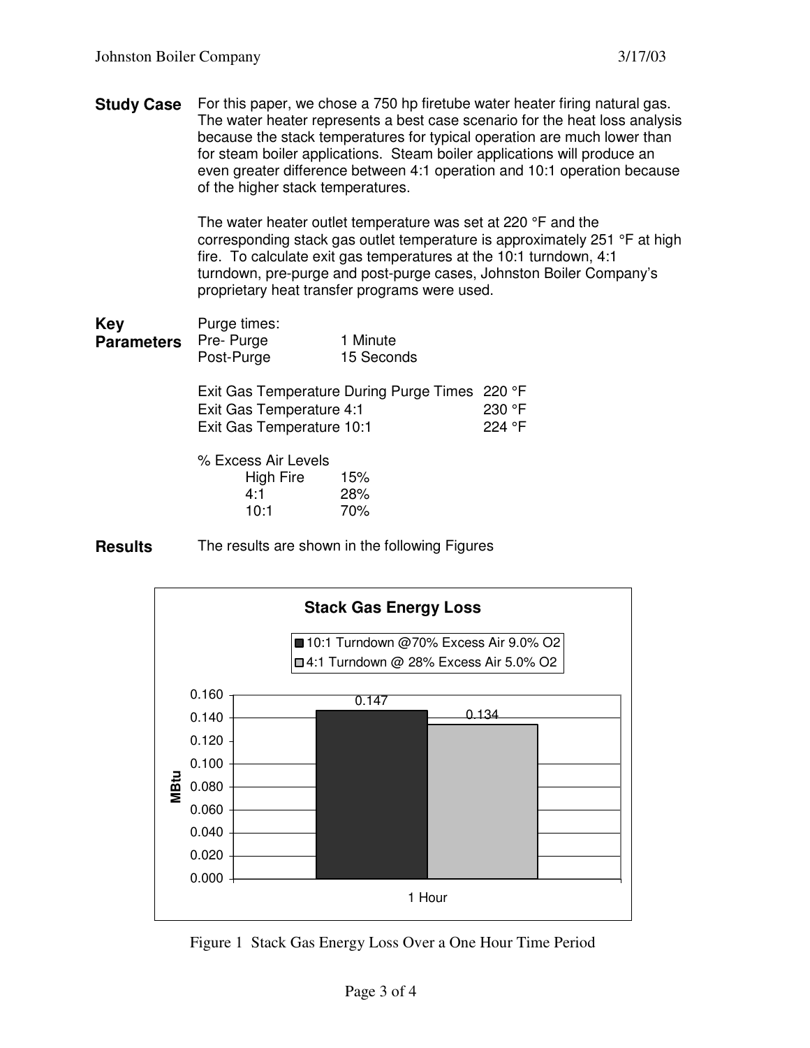**Study Case** For this paper, we chose a 750 hp firetube water heater firing natural gas. The water heater represents a best case scenario for the heat loss analysis because the stack temperatures for typical operation are much lower than for steam boiler applications. Steam boiler applications will produce an even greater difference between 4:1 operation and 10:1 operation because of the higher stack temperatures.

The water heater outlet temperature was set at 220 °F and the corresponding stack gas outlet temperature is approximately 251 °F at high fire. To calculate exit gas temperatures at the 10:1 turndown, 4:1 turndown, pre-purge and post-purge cases, Johnston Boiler Company's proprietary heat transfer programs were used.

**Key Parameters**

Purge times:

| | |
|---|---|
| Pre- Purge | 1 Minute |
| Post-Purge | 15 Seconds |

| | |
|---|---|
| Exit Gas Temperature During Purge Times | 220 °F |
| Exit Gas Temperature 4:1 | 230 °F |
| Exit Gas Temperature 10:1 | 224 °F |

% Excess Air Levels

| | |
|---|---|
| High Fire | 15% |
| 4:1 | 28% |
| 10:1 | 70% |

**Results** The results are shown in the following Figures

**Stack Gas Energy Loss**

| 1 Hour | MBtu |
|---|---|
| 10:1 Turndown @70% Excess Air 9.0% O2 | 0.147 |
| 4:1 Turndown @ 28% Excess Air 5.0% O2 | 0.134 |

Figure 1 Stack Gas Energy Loss Over a One Hour Time Period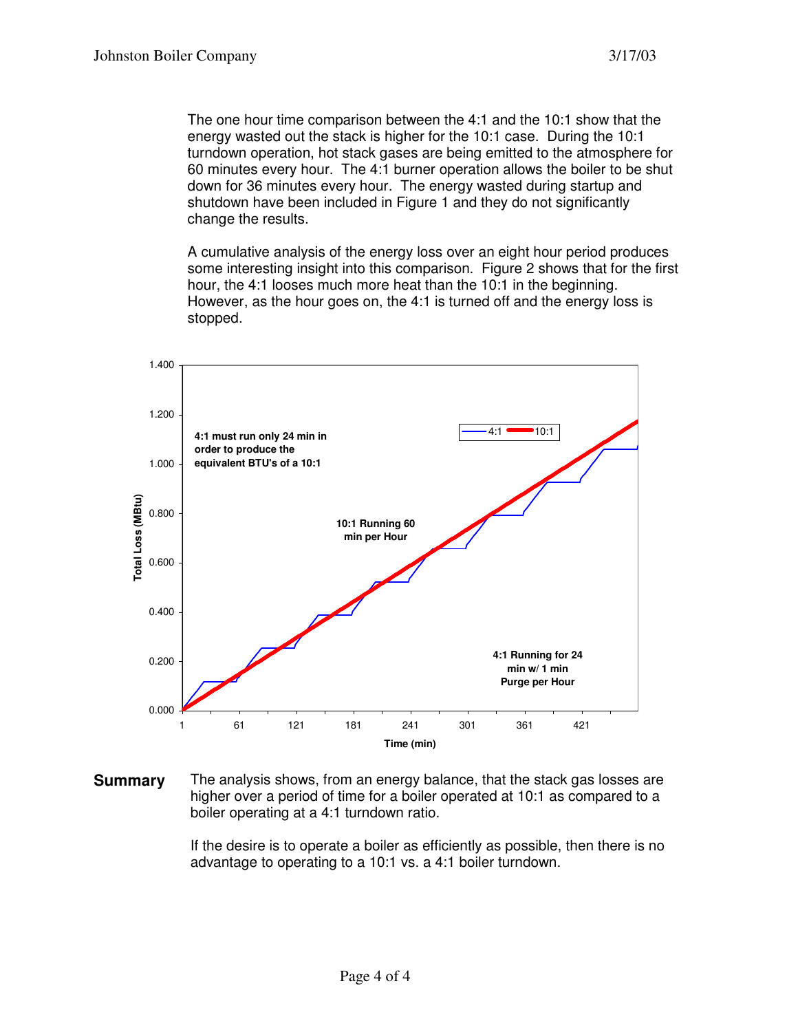The one hour time comparison between the 4:1 and the 10:1 show that the energy wasted out the stack is higher for the 10:1 case. During the 10:1 turndown operation, hot stack gases are being emitted to the atmosphere for 60 minutes every hour. The 4:1 burner operation allows the boiler to be shut down for 36 minutes every hour. The energy wasted during startup and shutdown have been included in Figure 1 and they do not significantly change the results.

A cumulative analysis of the energy loss over an eight hour period produces some interesting insight into this comparison. Figure 2 shows that for the first hour, the 4:1 looses much more heat than the 10:1 in the beginning. However, as the hour goes on, the 4:1 is turned off and the energy loss is stopped.

4:1 must run only 24 min in order to produce the equivalent BTU's of a 10:1

10:1 Running 60 min per Hour

4:1 Running for 24 min w/ 1 min Purge per Hour

4:1
10:1

Total Loss (MBtu)

1.400
1.200
1.000
0.800
0.600
0.400
0.200
0.000

1
61
121
181
241
301
361
421

Time (min)

## Summary

The analysis shows, from an energy balance, that the stack gas losses are higher over a period of time for a boiler operated at 10:1 as compared to a boiler operating at a 4:1 turndown ratio.

If the desire is to operate a boiler as efficiently as possible, then there is no advantage to operating to a 10:1 vs. a 4:1 boiler turndown.